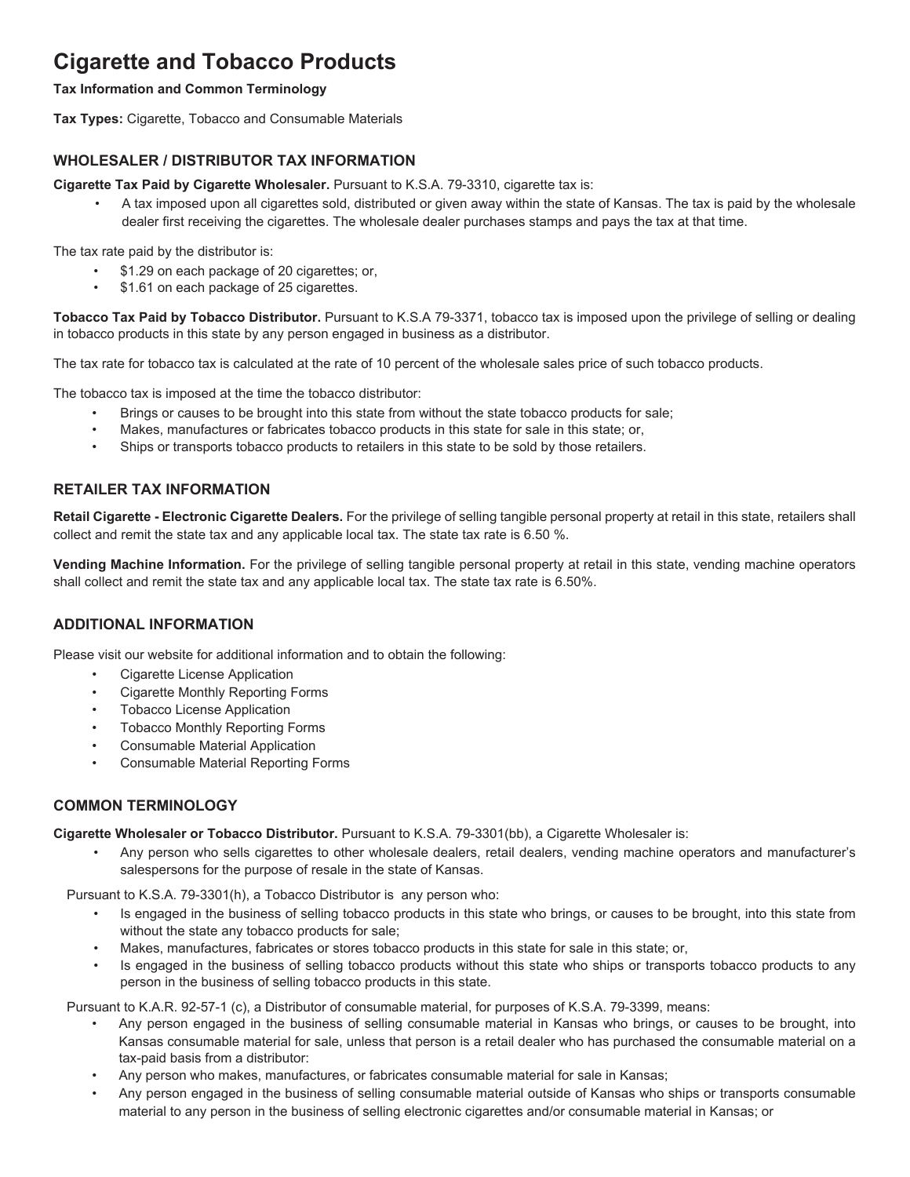# Cigarette and Tobacco Products

**Tax Information and Common Terminology**

**Tax Types:** Cigarette, Tobacco and Consumable Materials

## WHOLESALER / DISTRIBUTOR TAX INFORMATION

**Cigarette Tax Paid by Cigarette Wholesaler.** Pursuant to K.S.A. 79-3310, cigarette tax is:

- A tax imposed upon all cigarettes sold, distributed or given away within the state of Kansas. The tax is paid by the wholesale dealer first receiving the cigarettes. The wholesale dealer purchases stamps and pays the tax at that time.

The tax rate paid by the distributor is:

- $1.29 on each package of 20 cigarettes; or,
- $1.61 on each package of 25 cigarettes.

**Tobacco Tax Paid by Tobacco Distributor.** Pursuant to K.S.A 79-3371, tobacco tax is imposed upon the privilege of selling or dealing in tobacco products in this state by any person engaged in business as a distributor.

The tax rate for tobacco tax is calculated at the rate of 10 percent of the wholesale sales price of such tobacco products.

The tobacco tax is imposed at the time the tobacco distributor:

- Brings or causes to be brought into this state from without the state tobacco products for sale;
- Makes, manufactures or fabricates tobacco products in this state for sale in this state; or,
- Ships or transports tobacco products to retailers in this state to be sold by those retailers.

## RETAILER TAX INFORMATION

**Retail Cigarette - Electronic Cigarette Dealers.** For the privilege of selling tangible personal property at retail in this state, retailers shall collect and remit the state tax and any applicable local tax. The state tax rate is 6.50 %.

**Vending Machine Information.** For the privilege of selling tangible personal property at retail in this state, vending machine operators shall collect and remit the state tax and any applicable local tax. The state tax rate is 6.50%.

## ADDITIONAL INFORMATION

Please visit our website for additional information and to obtain the following:

- Cigarette License Application
- Cigarette Monthly Reporting Forms
- Tobacco License Application
- Tobacco Monthly Reporting Forms
- Consumable Material Application
- Consumable Material Reporting Forms

## COMMON TERMINOLOGY

**Cigarette Wholesaler or Tobacco Distributor.** Pursuant to K.S.A. 79-3301(bb), a Cigarette Wholesaler is:

- Any person who sells cigarettes to other wholesale dealers, retail dealers, vending machine operators and manufacturer's salespersons for the purpose of resale in the state of Kansas.

Pursuant to K.S.A. 79-3301(h), a Tobacco Distributor is any person who:

- Is engaged in the business of selling tobacco products in this state who brings, or causes to be brought, into this state from without the state any tobacco products for sale;
- Makes, manufactures, fabricates or stores tobacco products in this state for sale in this state; or,
- Is engaged in the business of selling tobacco products without this state who ships or transports tobacco products to any person in the business of selling tobacco products in this state.

Pursuant to K.A.R. 92-57-1 (c), a Distributor of consumable material, for purposes of K.S.A. 79-3399, means:

- Any person engaged in the business of selling consumable material in Kansas who brings, or causes to be brought, into Kansas consumable material for sale, unless that person is a retail dealer who has purchased the consumable material on a tax-paid basis from a distributor:
- Any person who makes, manufactures, or fabricates consumable material for sale in Kansas;
- Any person engaged in the business of selling consumable material outside of Kansas who ships or transports consumable material to any person in the business of selling electronic cigarettes and/or consumable material in Kansas; or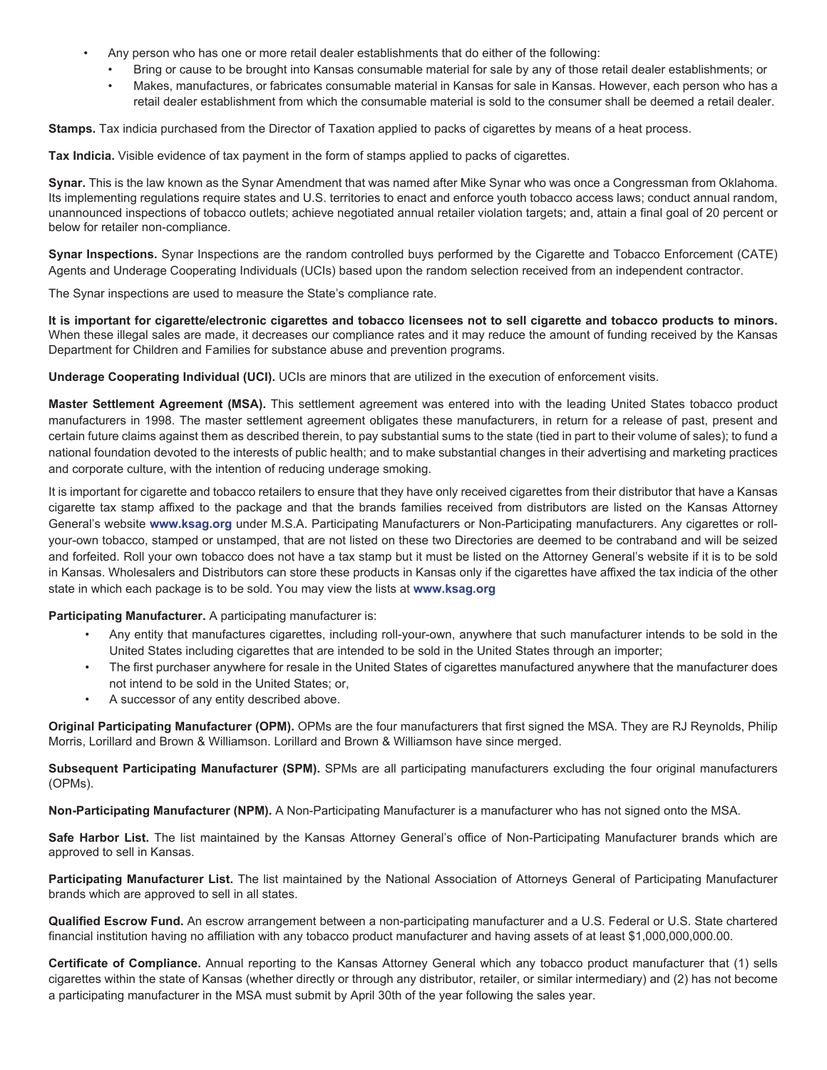- Any person who has one or more retail dealer establishments that do either of the following:
  - Bring or cause to be brought into Kansas consumable material for sale by any of those retail dealer establishments; or
  - Makes, manufactures, or fabricates consumable material in Kansas for sale in Kansas. However, each person who has a retail dealer establishment from which the consumable material is sold to the consumer shall be deemed a retail dealer.

**Stamps.** Tax indicia purchased from the Director of Taxation applied to packs of cigarettes by means of a heat process.

**Tax Indicia.** Visible evidence of tax payment in the form of stamps applied to packs of cigarettes.

**Synar.** This is the law known as the Synar Amendment that was named after Mike Synar who was once a Congressman from Oklahoma. Its implementing regulations require states and U.S. territories to enact and enforce youth tobacco access laws; conduct annual random, unannounced inspections of tobacco outlets; achieve negotiated annual retailer violation targets; and, attain a final goal of 20 percent or below for retailer non-compliance.

**Synar Inspections.** Synar Inspections are the random controlled buys performed by the Cigarette and Tobacco Enforcement (CATE) Agents and Underage Cooperating Individuals (UCIs) based upon the random selection received from an independent contractor.

The Synar inspections are used to measure the State's compliance rate.

**It is important for cigarette/electronic cigarettes and tobacco licensees not to sell cigarette and tobacco products to minors.** When these illegal sales are made, it decreases our compliance rates and it may reduce the amount of funding received by the Kansas Department for Children and Families for substance abuse and prevention programs.

**Underage Cooperating Individual (UCI).** UCIs are minors that are utilized in the execution of enforcement visits.

**Master Settlement Agreement (MSA).** This settlement agreement was entered into with the leading United States tobacco product manufacturers in 1998. The master settlement agreement obligates these manufacturers, in return for a release of past, present and certain future claims against them as described therein, to pay substantial sums to the state (tied in part to their volume of sales); to fund a national foundation devoted to the interests of public health; and to make substantial changes in their advertising and marketing practices and corporate culture, with the intention of reducing underage smoking.

It is important for cigarette and tobacco retailers to ensure that they have only received cigarettes from their distributor that have a Kansas cigarette tax stamp affixed to the package and that the brands families received from distributors are listed on the Kansas Attorney General's website **www.ksag.org** under M.S.A. Participating Manufacturers or Non-Participating manufacturers. Any cigarettes or roll-your-own tobacco, stamped or unstamped, that are not listed on these two Directories are deemed to be contraband and will be seized and forfeited. Roll your own tobacco does not have a tax stamp but it must be listed on the Attorney General's website if it is to be sold in Kansas. Wholesalers and Distributors can store these products in Kansas only if the cigarettes have affixed the tax indicia of the other state in which each package is to be sold. You may view the lists at **www.ksag.org**

**Participating Manufacturer.** A participating manufacturer is:

- Any entity that manufactures cigarettes, including roll-your-own, anywhere that such manufacturer intends to be sold in the United States including cigarettes that are intended to be sold in the United States through an importer;
- The first purchaser anywhere for resale in the United States of cigarettes manufactured anywhere that the manufacturer does not intend to be sold in the United States; or,
- A successor of any entity described above.

**Original Participating Manufacturer (OPM).** OPMs are the four manufacturers that first signed the MSA. They are RJ Reynolds, Philip Morris, Lorillard and Brown & Williamson. Lorillard and Brown & Williamson have since merged.

**Subsequent Participating Manufacturer (SPM).** SPMs are all participating manufacturers excluding the four original manufacturers (OPMs).

**Non-Participating Manufacturer (NPM).** A Non-Participating Manufacturer is a manufacturer who has not signed onto the MSA.

**Safe Harbor List.** The list maintained by the Kansas Attorney General's office of Non-Participating Manufacturer brands which are approved to sell in Kansas.

**Participating Manufacturer List.** The list maintained by the National Association of Attorneys General of Participating Manufacturer brands which are approved to sell in all states.

**Qualified Escrow Fund.** An escrow arrangement between a non-participating manufacturer and a U.S. Federal or U.S. State chartered financial institution having no affiliation with any tobacco product manufacturer and having assets of at least $1,000,000,000.00.

**Certificate of Compliance.** Annual reporting to the Kansas Attorney General which any tobacco product manufacturer that (1) sells cigarettes within the state of Kansas (whether directly or through any distributor, retailer, or similar intermediary) and (2) has not become a participating manufacturer in the MSA must submit by April 30th of the year following the sales year.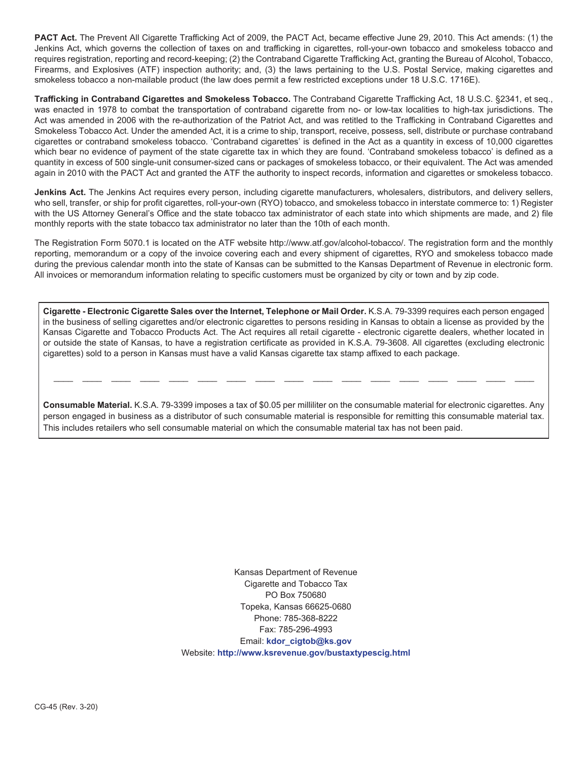**PACT Act.** The Prevent All Cigarette Trafficking Act of 2009, the PACT Act, became effective June 29, 2010. This Act amends: (1) the Jenkins Act, which governs the collection of taxes on and trafficking in cigarettes, roll-your-own tobacco and smokeless tobacco and requires registration, reporting and record-keeping; (2) the Contraband Cigarette Trafficking Act, granting the Bureau of Alcohol, Tobacco, Firearms, and Explosives (ATF) inspection authority; and, (3) the laws pertaining to the U.S. Postal Service, making cigarettes and smokeless tobacco a non-mailable product (the law does permit a few restricted exceptions under 18 U.S.C. 1716E).

**Trafficking in Contraband Cigarettes and Smokeless Tobacco.** The Contraband Cigarette Trafficking Act, 18 U.S.C. §2341, et seq., was enacted in 1978 to combat the transportation of contraband cigarette from no- or low-tax localities to high-tax jurisdictions. The Act was amended in 2006 with the re-authorization of the Patriot Act, and was retitled to the Trafficking in Contraband Cigarettes and Smokeless Tobacco Act. Under the amended Act, it is a crime to ship, transport, receive, possess, sell, distribute or purchase contraband cigarettes or contraband smokeless tobacco. 'Contraband cigarettes' is defined in the Act as a quantity in excess of 10,000 cigarettes which bear no evidence of payment of the state cigarette tax in which they are found. 'Contraband smokeless tobacco' is defined as a quantity in excess of 500 single-unit consumer-sized cans or packages of smokeless tobacco, or their equivalent. The Act was amended again in 2010 with the PACT Act and granted the ATF the authority to inspect records, information and cigarettes or smokeless tobacco.

**Jenkins Act.** The Jenkins Act requires every person, including cigarette manufacturers, wholesalers, distributors, and delivery sellers, who sell, transfer, or ship for profit cigarettes, roll-your-own (RYO) tobacco, and smokeless tobacco in interstate commerce to: 1) Register with the US Attorney General's Office and the state tobacco tax administrator of each state into which shipments are made, and 2) file monthly reports with the state tobacco tax administrator no later than the 10th of each month.

The Registration Form 5070.1 is located on the ATF website http://www.atf.gov/alcohol-tobacco/. The registration form and the monthly reporting, memorandum or a copy of the invoice covering each and every shipment of cigarettes, RYO and smokeless tobacco made during the previous calendar month into the state of Kansas can be submitted to the Kansas Department of Revenue in electronic form. All invoices or memorandum information relating to specific customers must be organized by city or town and by zip code.

**Cigarette - Electronic Cigarette Sales over the Internet, Telephone or Mail Order.** K.S.A. 79-3399 requires each person engaged in the business of selling cigarettes and/or electronic cigarettes to persons residing in Kansas to obtain a license as provided by the Kansas Cigarette and Tobacco Products Act. The Act requires all retail cigarette - electronic cigarette dealers, whether located in or outside the state of Kansas, to have a registration certificate as provided in K.S.A. 79-3608. All cigarettes (excluding electronic cigarettes) sold to a person in Kansas must have a valid Kansas cigarette tax stamp affixed to each package.

---

**Consumable Material.** K.S.A. 79-3399 imposes a tax of $0.05 per milliliter on the consumable material for electronic cigarettes. Any person engaged in business as a distributor of such consumable material is responsible for remitting this consumable material tax. This includes retailers who sell consumable material on which the consumable material tax has not been paid.

Kansas Department of Revenue
Cigarette and Tobacco Tax
PO Box 750680
Topeka, Kansas 66625-0680
Phone: 785-368-8222
Fax: 785-296-4993
Email: **kdor_cigtob@ks.gov**
Website: **http://www.ksrevenue.gov/bustaxtypescig.html**

CG-45 (Rev. 3-20)